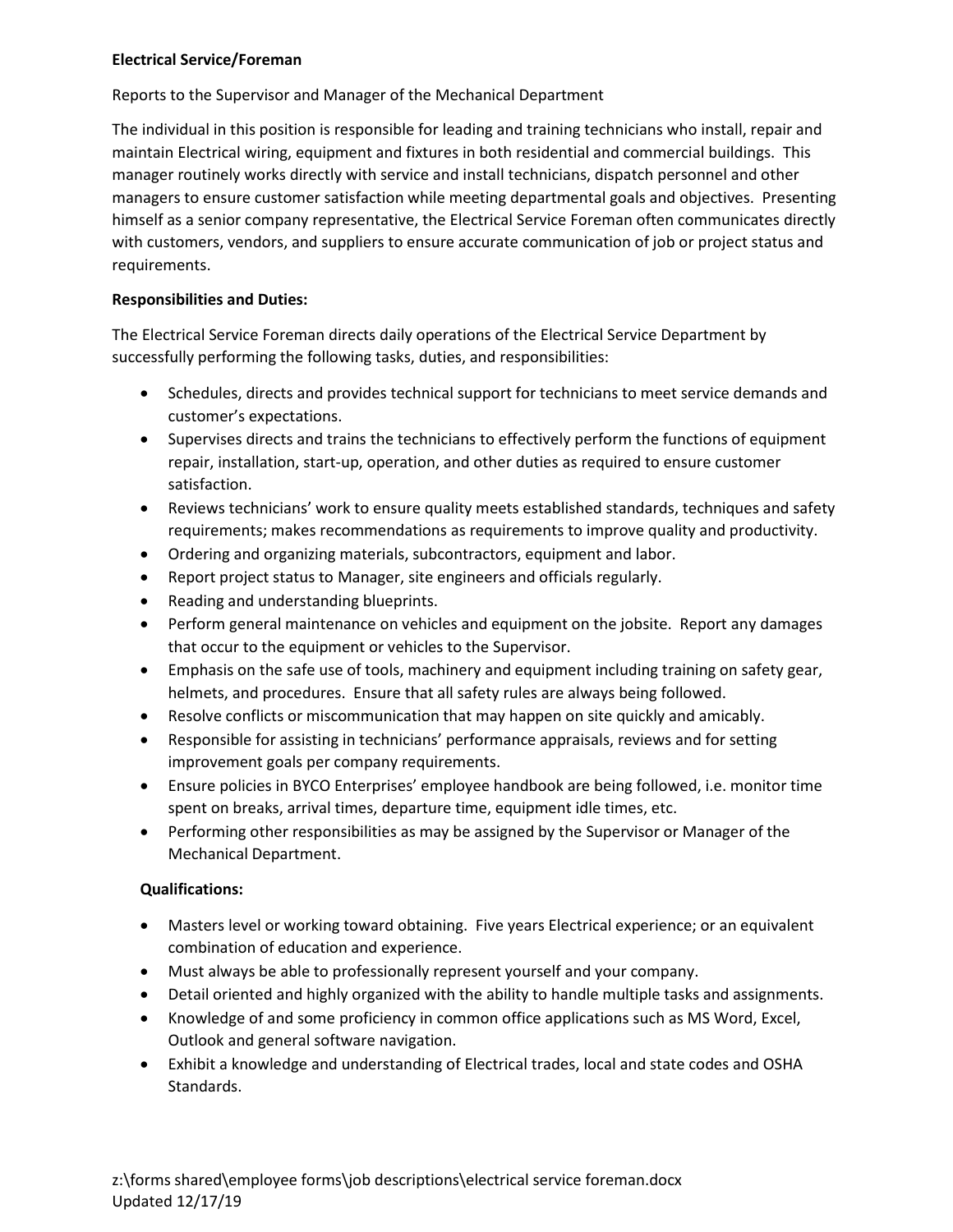**Electrical Service/Foreman**

Reports to the Supervisor and Manager of the Mechanical Department

The individual in this position is responsible for leading and training technicians who install, repair and maintain Electrical wiring, equipment and fixtures in both residential and commercial buildings. This manager routinely works directly with service and install technicians, dispatch personnel and other managers to ensure customer satisfaction while meeting departmental goals and objectives. Presenting himself as a senior company representative, the Electrical Service Foreman often communicates directly with customers, vendors, and suppliers to ensure accurate communication of job or project status and requirements.

**Responsibilities and Duties:**

The Electrical Service Foreman directs daily operations of the Electrical Service Department by successfully performing the following tasks, duties, and responsibilities:

- Schedules, directs and provides technical support for technicians to meet service demands and customer's expectations.
- Supervises directs and trains the technicians to effectively perform the functions of equipment repair, installation, start-up, operation, and other duties as required to ensure customer satisfaction.
- Reviews technicians' work to ensure quality meets established standards, techniques and safety requirements; makes recommendations as requirements to improve quality and productivity.
- Ordering and organizing materials, subcontractors, equipment and labor.
- Report project status to Manager, site engineers and officials regularly.
- Reading and understanding blueprints.
- Perform general maintenance on vehicles and equipment on the jobsite. Report any damages that occur to the equipment or vehicles to the Supervisor.
- Emphasis on the safe use of tools, machinery and equipment including training on safety gear, helmets, and procedures. Ensure that all safety rules are always being followed.
- Resolve conflicts or miscommunication that may happen on site quickly and amicably.
- Responsible for assisting in technicians' performance appraisals, reviews and for setting improvement goals per company requirements.
- Ensure policies in BYCO Enterprises' employee handbook are being followed, i.e. monitor time spent on breaks, arrival times, departure time, equipment idle times, etc.
- Performing other responsibilities as may be assigned by the Supervisor or Manager of the Mechanical Department.

**Qualifications:**

- Masters level or working toward obtaining. Five years Electrical experience; or an equivalent combination of education and experience.
- Must always be able to professionally represent yourself and your company.
- Detail oriented and highly organized with the ability to handle multiple tasks and assignments.
- Knowledge of and some proficiency in common office applications such as MS Word, Excel, Outlook and general software navigation.
- Exhibit a knowledge and understanding of Electrical trades, local and state codes and OSHA Standards.

z:\forms shared\employee forms\job descriptions\electrical service foreman.docx
Updated 12/17/19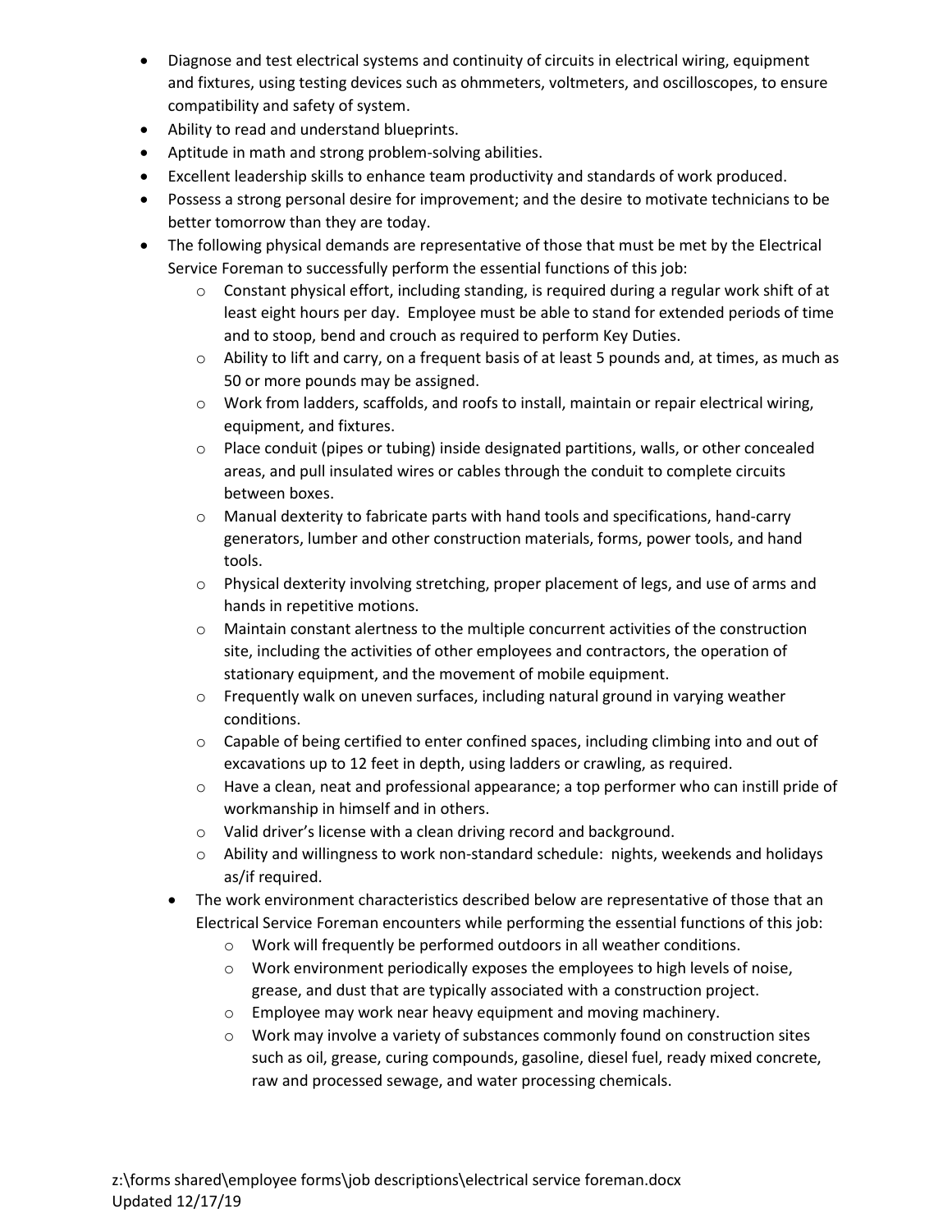- Diagnose and test electrical systems and continuity of circuits in electrical wiring, equipment and fixtures, using testing devices such as ohmmeters, voltmeters, and oscilloscopes, to ensure compatibility and safety of system.
- Ability to read and understand blueprints.
- Aptitude in math and strong problem-solving abilities.
- Excellent leadership skills to enhance team productivity and standards of work produced.
- Possess a strong personal desire for improvement; and the desire to motivate technicians to be better tomorrow than they are today.
- The following physical demands are representative of those that must be met by the Electrical Service Foreman to successfully perform the essential functions of this job:
    - Constant physical effort, including standing, is required during a regular work shift of at least eight hours per day. Employee must be able to stand for extended periods of time and to stoop, bend and crouch as required to perform Key Duties.
    - Ability to lift and carry, on a frequent basis of at least 5 pounds and, at times, as much as 50 or more pounds may be assigned.
    - Work from ladders, scaffolds, and roofs to install, maintain or repair electrical wiring, equipment, and fixtures.
    - Place conduit (pipes or tubing) inside designated partitions, walls, or other concealed areas, and pull insulated wires or cables through the conduit to complete circuits between boxes.
    - Manual dexterity to fabricate parts with hand tools and specifications, hand-carry generators, lumber and other construction materials, forms, power tools, and hand tools.
    - Physical dexterity involving stretching, proper placement of legs, and use of arms and hands in repetitive motions.
    - Maintain constant alertness to the multiple concurrent activities of the construction site, including the activities of other employees and contractors, the operation of stationary equipment, and the movement of mobile equipment.
    - Frequently walk on uneven surfaces, including natural ground in varying weather conditions.
    - Capable of being certified to enter confined spaces, including climbing into and out of excavations up to 12 feet in depth, using ladders or crawling, as required.
    - Have a clean, neat and professional appearance; a top performer who can instill pride of workmanship in himself and in others.
    - Valid driver's license with a clean driving record and background.
    - Ability and willingness to work non-standard schedule: nights, weekends and holidays as/if required.
- The work environment characteristics described below are representative of those that an Electrical Service Foreman encounters while performing the essential functions of this job:
    - Work will frequently be performed outdoors in all weather conditions.
    - Work environment periodically exposes the employees to high levels of noise, grease, and dust that are typically associated with a construction project.
    - Employee may work near heavy equipment and moving machinery.
    - Work may involve a variety of substances commonly found on construction sites such as oil, grease, curing compounds, gasoline, diesel fuel, ready mixed concrete, raw and processed sewage, and water processing chemicals.

z:\forms shared\employee forms\job descriptions\electrical service foreman.docx
Updated 12/17/19